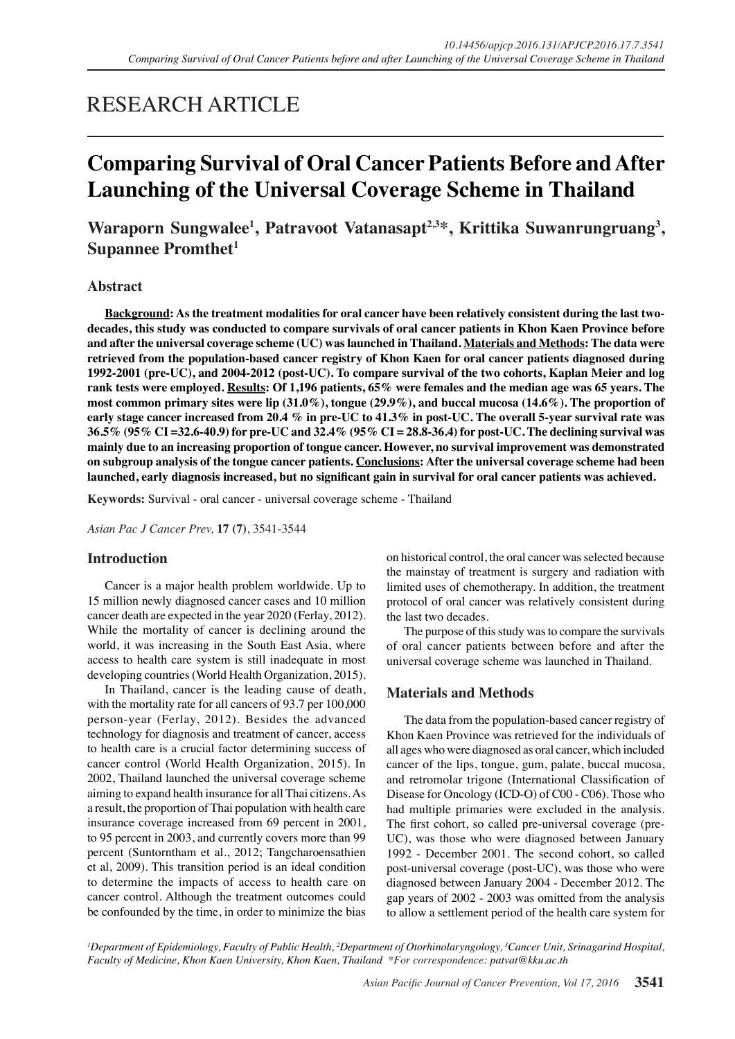RESEARCH ARTICLE

# Comparing Survival of Oral Cancer Patients Before and After Launching of the Universal Coverage Scheme in Thailand

**Waraporn Sungwalee[1], Patravoot Vatanasapt[2,3]*, Krittika Suwanrungruang[3], Supannee Promthet[1]**

## Abstract

**Background: As the treatment modalities for oral cancer have been relatively consistent during the last two-decades, this study was conducted to compare survivals of oral cancer patients in Khon Kaen Province before and after the universal coverage scheme (UC) was launched in Thailand. Materials and Methods: The data were retrieved from the population-based cancer registry of Khon Kaen for oral cancer patients diagnosed during 1992-2001 (pre-UC), and 2004-2012 (post-UC). To compare survival of the two cohorts, Kaplan Meier and log rank tests were employed. Results: Of 1,196 patients, 65% were females and the median age was 65 years. The most common primary sites were lip (31.0%), tongue (29.9%), and buccal mucosa (14.6%). The proportion of early stage cancer increased from 20.4 % in pre-UC to 41.3% in post-UC. The overall 5-year survival rate was 36.5% (95% CI =32.6-40.9) for pre-UC and 32.4% (95% CI = 28.8-36.4) for post-UC. The declining survival was mainly due to an increasing proportion of tongue cancer. However, no survival improvement was demonstrated on subgroup analysis of the tongue cancer patients. Conclusions: After the universal coverage scheme had been launched, early diagnosis increased, but no significant gain in survival for oral cancer patients was achieved.**

**Keywords:** Survival - oral cancer - universal coverage scheme - Thailand

*Asian Pac J Cancer Prev,* **17 (7)**, 3541-3544

## Introduction

Cancer is a major health problem worldwide. Up to 15 million newly diagnosed cancer cases and 10 million cancer death are expected in the year 2020 (Ferlay, 2012). While the mortality of cancer is declining around the world, it was increasing in the South East Asia, where access to health care system is still inadequate in most developing countries (World Health Organization, 2015).

In Thailand, cancer is the leading cause of death, with the mortality rate for all cancers of 93.7 per 100,000 person-year (Ferlay, 2012). Besides the advanced technology for diagnosis and treatment of cancer, access to health care is a crucial factor determining success of cancer control (World Health Organization, 2015). In 2002, Thailand launched the universal coverage scheme aiming to expand health insurance for all Thai citizens. As a result, the proportion of Thai population with health care insurance coverage increased from 69 percent in 2001, to 95 percent in 2003, and currently covers more than 99 percent (Suntorntham et al., 2012; Tangcharoensathien et al, 2009). This transition period is an ideal condition to determine the impacts of access to health care on cancer control. Although the treatment outcomes could be confounded by the time, in order to minimize the bias on historical control, the oral cancer was selected because the mainstay of treatment is surgery and radiation with limited uses of chemotherapy. In addition, the treatment protocol of oral cancer was relatively consistent during the last two decades.

The purpose of this study was to compare the survivals of oral cancer patients between before and after the universal coverage scheme was launched in Thailand.

## Materials and Methods

The data from the population-based cancer registry of Khon Kaen Province was retrieved for the individuals of all ages who were diagnosed as oral cancer, which included cancer of the lips, tongue, gum, palate, buccal mucosa, and retromolar trigone (International Classification of Disease for Oncology (ICD-O) of C00 - C06). Those who had multiple primaries were excluded in the analysis. The first cohort, so called pre-universal coverage (pre-UC), was those who were diagnosed between January 1992 - December 2001. The second cohort, so called post-universal coverage (post-UC), was those who were diagnosed between January 2004 - December 2012. The gap years of 2002 - 2003 was omitted from the analysis to allow a settlement period of the health care system for

[1]Department of Epidemiology, Faculty of Public Health, [2]Department of Otorhinolaryngology, [3]Cancer Unit, Srinagarind Hospital, Faculty of Medicine, Khon Kaen University, Khon Kaen, Thailand *For correspondence: patvat@kku.ac.th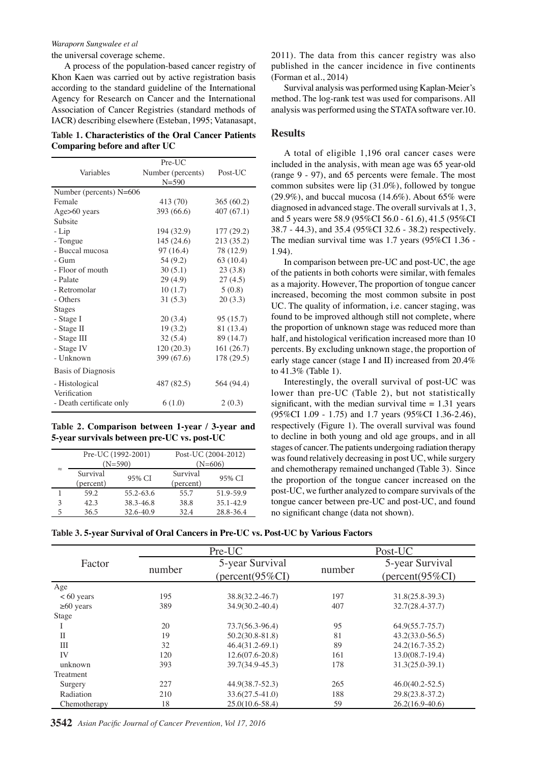the universal coverage scheme.

A process of the population-based cancer registry of Khon Kaen was carried out by active registration basis according to the standard guideline of the International Agency for Research on Cancer and the International Association of Cancer Registries (standard methods of IACR) describing elsewhere (Esteban, 1995; Vatanasapt, 2011). The data from this cancer registry was also published in the cancer incidence in five continents (Forman et al., 2014)

Survival analysis was performed using Kaplan-Meier's method. The log-rank test was used for comparisons. All analysis was performed using the STATA software ver.10.

**Table 1. Characteristics of the Oral Cancer Patients Comparing before and after UC**

| Variables | Pre-UC Number (percents) N=590 | Post-UC |
|---|---|---|
| Number (percents) N=606 | | |
| Female | 413 (70) | 365 (60.2) |
| Age>60 years | 393 (66.6) | 407 (67.1) |
| Subsite | | |
| - Lip | 194 (32.9) | 177 (29.2) |
| - Tongue | 145 (24.6) | 213 (35.2) |
| - Buccal mucosa | 97 (16.4) | 78 (12.9) |
| - Gum | 54 (9.2) | 63 (10.4) |
| - Floor of mouth | 30 (5.1) | 23 (3.8) |
| - Palate | 29 (4.9) | 27 (4.5) |
| - Retromolar | 10 (1.7) | 5 (0.8) |
| - Others | 31 (5.3) | 20 (3.3) |
| Stages | | |
| - Stage I | 20 (3.4) | 95 (15.7) |
| - Stage II | 19 (3.2) | 81 (13.4) |
| - Stage III | 32 (5.4) | 89 (14.7) |
| - Stage IV | 120 (20.3) | 161 (26.7) |
| - Unknown | 399 (67.6) | 178 (29.5) |
| Basis of Diagnosis | | |
| - Histological Verification | 487 (82.5) | 564 (94.4) |
| - Death certificate only | 6 (1.0) | 2 (0.3) |

**Table 2. Comparison between 1-year / 3-year and 5-year survivals between pre-UC vs. post-UC**

| ≈ | Pre-UC (1992-2001) (N=590) | | Post-UC (2004-2012) (N=606) | |
|---|---|---|---|---|
| | Survival (percent) | 95% CI | Survival (percent) | 95% CI |
| 1 | 59.2 | 55.2-63.6 | 55.7 | 51.9-59.9 |
| 3 | 42.3 | 38.3-46.8 | 38.8 | 35.1-42.9 |
| 5 | 36.5 | 32.6-40.9 | 32.4 | 28.8-36.4 |

## Results

A total of eligible 1,196 oral cancer cases were included in the analysis, with mean age was 65 year-old (range 9 - 97), and 65 percents were female. The most common subsites were lip (31.0%), followed by tongue (29.9%), and buccal mucosa (14.6%). About 65% were diagnosed in advanced stage. The overall survivals at 1, 3, and 5 years were 58.9 (95%CI 56.0 - 61.6), 41.5 (95%CI 38.7 - 44.3), and 35.4 (95%CI 32.6 - 38.2) respectively. The median survival time was 1.7 years (95%CI 1.36 - 1.94).

In comparison between pre-UC and post-UC, the age of the patients in both cohorts were similar, with females as a majority. However, The proportion of tongue cancer increased, becoming the most common subsite in post UC. The quality of information, i.e. cancer staging, was found to be improved although still not complete, where the proportion of unknown stage was reduced more than half, and histological verification increased more than 10 percents. By excluding unknown stage, the proportion of early stage cancer (stage I and II) increased from 20.4% to 41.3% (Table 1).

Interestingly, the overall survival of post-UC was lower than pre-UC (Table 2), but not statistically significant, with the median survival time = 1.31 years (95%CI 1.09 - 1.75) and 1.7 years (95%CI 1.36-2.46), respectively (Figure 1). The overall survival was found to decline in both young and old age groups, and in all stages of cancer. The patients undergoing radiation therapy was found relatively decreasing in post UC, while surgery and chemotherapy remained unchanged (Table 3). Since the proportion of the tongue cancer increased on the post-UC, we further analyzed to compare survivals of the tongue cancer between pre-UC and post-UC, and found no significant change (data not shown).

**Table 3. 5-year Survival of Oral Cancers in Pre-UC vs. Post-UC by Various Factors**

| Factor | Pre-UC | | Post-UC | |
|---|---|---|---|---|
| | number | 5-year Survival (percent(95%CI) | number | 5-year Survival (percent(95%CI) |
| Age | | | | |
| < 60 years | 195 | 38.8(32.2-46.7) | 197 | 31.8(25.8-39.3) |
| ≥60 years | 389 | 34.9(30.2-40.4) | 407 | 32.7(28.4-37.7) |
| Stage | | | | |
| I | 20 | 73.7(56.3-96.4) | 95 | 64.9(55.7-75.7) |
| II | 19 | 50.2(30.8-81.8) | 81 | 43.2(33.0-56.5) |
| III | 32 | 46.4(31.2-69.1) | 89 | 24.2(16.7-35.2) |
| IV | 120 | 12.6(07.6-20.8) | 161 | 13.0(08.7-19.4) |
| unknown | 393 | 39.7(34.9-45.3) | 178 | 31.3(25.0-39.1) |
| Treatment | | | | |
| Surgery | 227 | 44.9(38.7-52.3) | 265 | 46.0(40.2-52.5) |
| Radiation | 210 | 33.6(27.5-41.0) | 188 | 29.8(23.8-37.2) |
| Chemotherapy | 18 | 25.0(10.6-58.4) | 59 | 26.2(16.9-40.6) |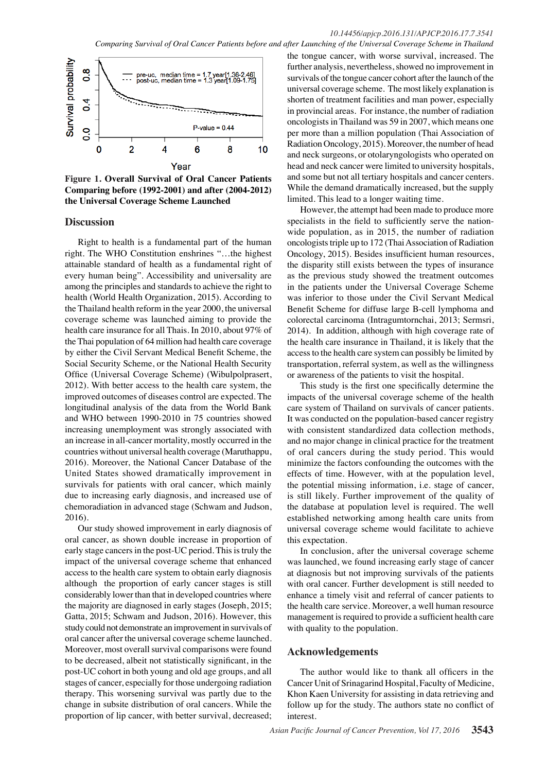Figure 1. **Overall Survival of Oral Cancer Patients Comparing before (1992-2001) and after (2004-2012) the Universal Coverage Scheme Launched**

## Discussion

Right to health is a fundamental part of the human right. The WHO Constitution enshrines "…the highest attainable standard of health as a fundamental right of every human being". Accessibility and universality are among the principles and standards to achieve the right to health (World Health Organization, 2015). According to the Thailand health reform in the year 2000, the universal coverage scheme was launched aiming to provide the health care insurance for all Thais. In 2010, about 97% of the Thai population of 64 million had health care coverage by either the Civil Servant Medical Benefit Scheme, the Social Security Scheme, or the National Health Security Office (Universal Coverage Scheme) (Wibulpolprasert, 2012). With better access to the health care system, the improved outcomes of diseases control are expected. The longitudinal analysis of the data from the World Bank and WHO between 1990-2010 in 75 countries showed increasing unemployment was strongly associated with an increase in all-cancer mortality, mostly occurred in the countries without universal health coverage (Maruthappu, 2016). Moreover, the National Cancer Database of the United States showed dramatically improvement in survivals for patients with oral cancer, which mainly due to increasing early diagnosis, and increased use of chemoradiation in advanced stage (Schwam and Judson, 2016).

Our study showed improvement in early diagnosis of oral cancer, as shown double increase in proportion of early stage cancers in the post-UC period. This is truly the impact of the universal coverage scheme that enhanced access to the health care system to obtain early diagnosis although the proportion of early cancer stages is still considerably lower than that in developed countries where the majority are diagnosed in early stages (Joseph, 2015; Gatta, 2015; Schwam and Judson, 2016). However, this study could not demonstrate an improvement in survivals of oral cancer after the universal coverage scheme launched. Moreover, most overall survival comparisons were found to be decreased, albeit not statistically significant, in the post-UC cohort in both young and old age groups, and all stages of cancer, especially for those undergoing radiation therapy. This worsening survival was partly due to the change in subsite distribution of oral cancers. While the proportion of lip cancer, with better survival, decreased; the tongue cancer, with worse survival, increased. The further analysis, nevertheless, showed no improvement in survivals of the tongue cancer cohort after the launch of the universal coverage scheme. The most likely explanation is shorten of treatment facilities and man power, especially in provincial areas. For instance, the number of radiation oncologists in Thailand was 59 in 2007, which means one per more than a million population (Thai Association of Radiation Oncology, 2015). Moreover, the number of head and neck surgeons, or otolaryngologists who operated on head and neck cancer were limited to university hospitals, and some but not all tertiary hospitals and cancer centers. While the demand dramatically increased, but the supply limited. This lead to a longer waiting time.

However, the attempt had been made to produce more specialists in the field to sufficiently serve the nation-wide population, as in 2015, the number of radiation oncologists triple up to 172 (Thai Association of Radiation Oncology, 2015). Besides insufficient human resources, the disparity still exists between the types of insurance as the previous study showed the treatment outcomes in the patients under the Universal Coverage Scheme was inferior to those under the Civil Servant Medical Benefit Scheme for diffuse large B-cell lymphoma and colorectal carcinoma (Intragumtornchai, 2013; Sermsri, 2014). In addition, although with high coverage rate of the health care insurance in Thailand, it is likely that the access to the health care system can possibly be limited by transportation, referral system, as well as the willingness or awareness of the patients to visit the hospital.

This study is the first one specifically determine the impacts of the universal coverage scheme of the health care system of Thailand on survivals of cancer patients. It was conducted on the population-based cancer registry with consistent standardized data collection methods, and no major change in clinical practice for the treatment of oral cancers during the study period. This would minimize the factors confounding the outcomes with the effects of time. However, with at the population level, the potential missing information, i.e. stage of cancer, is still likely. Further improvement of the quality of the database at population level is required. The well established networking among health care units from universal coverage scheme would facilitate to achieve this expectation.

In conclusion, after the universal coverage scheme was launched, we found increasing early stage of cancer at diagnosis but not improving survivals of the patients with oral cancer. Further development is still needed to enhance a timely visit and referral of cancer patients to the health care service. Moreover, a well human resource management is required to provide a sufficient health care with quality to the population.

## Acknowledgements

The author would like to thank all officers in the Cancer Unit of Srinagarind Hospital, Faculty of Medicine, Khon Kaen University for assisting in data retrieving and follow up for the study. The authors state no conflict of interest.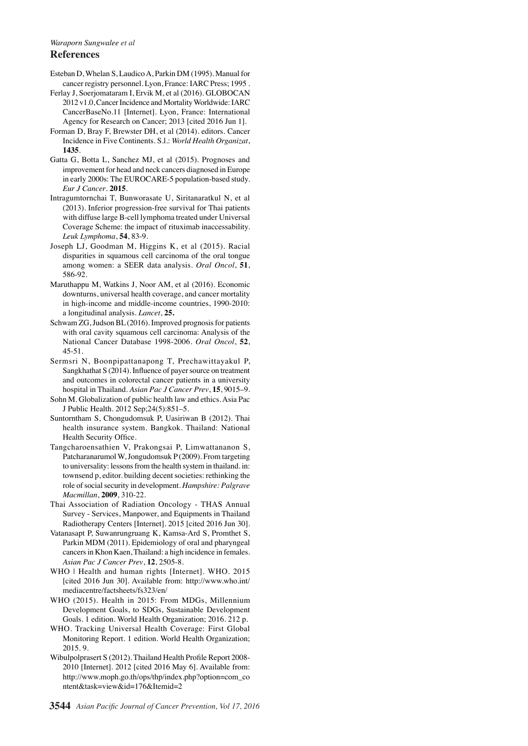## References

Esteban D, Whelan S, Laudico A, Parkin DM (1995). Manual for cancer registry personnel. Lyon, France: IARC Press; 1995 .

Ferlay J, Soerjomataram I, Ervik M, et al (2016). GLOBOCAN 2012 v1.0, Cancer Incidence and Mortality Worldwide: IARC CancerBaseNo.11 [Internet]. Lyon, France: International Agency for Research on Cancer; 2013 [cited 2016 Jun 1].

Forman D, Bray F, Brewster DH, et al (2014). editors. Cancer Incidence in Five Continents. S.l.: *World Health Organizat*, **1435**.

Gatta G, Botta L, Sanchez MJ, et al (2015). Prognoses and improvement for head and neck cancers diagnosed in Europe in early 2000s: The EUROCARE-5 population-based study. *Eur J Cancer*. **2015**.

Intragumtornchai T, Bunworasate U, Siritanaratkul N, et al (2013). Inferior progression-free survival for Thai patients with diffuse large B-cell lymphoma treated under Universal Coverage Scheme: the impact of rituximab inaccessability. *Leuk Lymphoma*, **54**, 83-9.

Joseph LJ, Goodman M, Higgins K, et al (2015). Racial disparities in squamous cell carcinoma of the oral tongue among women: a SEER data analysis. *Oral Oncol*, **51**, 586-92.

Maruthappu M, Watkins J, Noor AM, et al (2016). Economic downturns, universal health coverage, and cancer mortality in high-income and middle-income countries, 1990-2010: a longitudinal analysis. *Lancet*, **25.**

Schwam ZG, Judson BL (2016). Improved prognosis for patients with oral cavity squamous cell carcinoma: Analysis of the National Cancer Database 1998-2006. *Oral Oncol*, **52**, 45-51.

Sermsri N, Boonpipattanapong T, Prechawittayakul P, Sangkhathat S (2014). Influence of payer source on treatment and outcomes in colorectal cancer patients in a university hospital in Thailand. *Asian Pac J Cancer Prev*, **15**, 9015–9.

Sohn M. Globalization of public health law and ethics. Asia Pac J Public Health. 2012 Sep;24(5):851–5.

Suntorntham S, Chongudomsuk P, Uasiriwan B (2012). Thai health insurance system. Bangkok. Thailand: National Health Security Office.

Tangcharoensathien V, Prakongsai P, Limwattananon S, Patcharanarumol W, Jongudomsuk P (2009). From targeting to universality: lessons from the health system in thailand. in: townsend p, editor. building decent societies: rethinking the role of social security in development. *Hampshire: Palgrave Macmillan*, **2009**, 310-22.

Thai Association of Radiation Oncology - THAS Annual Survey - Services, Manpower, and Equipments in Thailand Radiotherapy Centers [Internet]. 2015 [cited 2016 Jun 30].

Vatanasapt P, Suwanrungruang K, Kamsa-Ard S, Promthet S, Parkin MDM (2011). Epidemiology of oral and pharyngeal cancers in Khon Kaen, Thailand: a high incidence in females. *Asian Pac J Cancer Prev*, **12**, 2505-8.

WHO | Health and human rights [Internet]. WHO. 2015 [cited 2016 Jun 30]. Available from: http://www.who.int/mediacentre/factsheets/fs323/en/

WHO (2015). Health in 2015: From MDGs, Millennium Development Goals, to SDGs, Sustainable Development Goals. 1 edition. World Health Organization; 2016. 212 p.

WHO. Tracking Universal Health Coverage: First Global Monitoring Report. 1 edition. World Health Organization; 2015. 9.

Wibulpolprasert S (2012). Thailand Health Profile Report 2008-2010 [Internet]. 2012 [cited 2016 May 6]. Available from: http://www.moph.go.th/ops/thp/index.php?option=com_content&task=view&id=176&Itemid=2